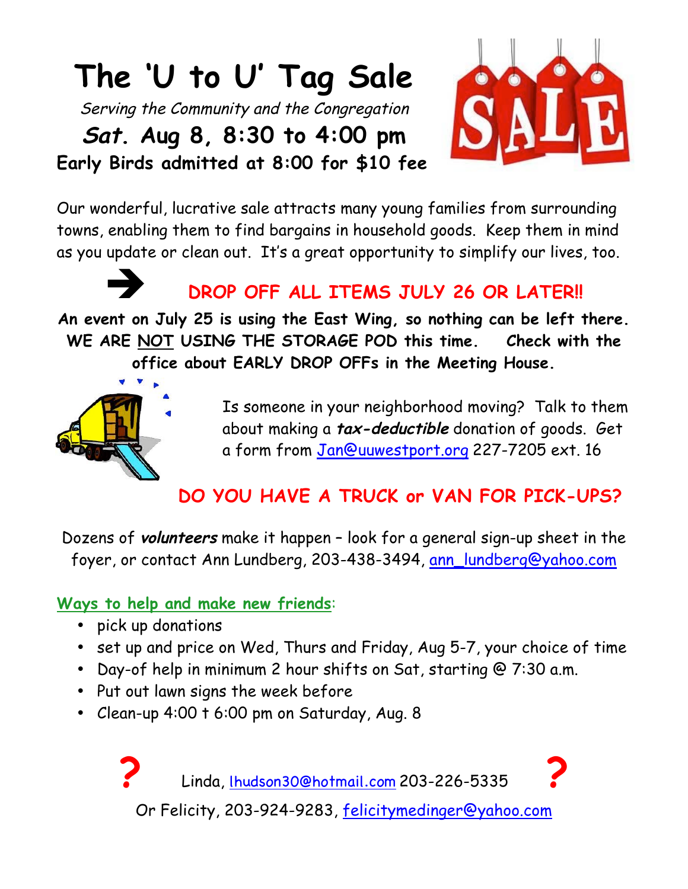# The 'U to U' Tag Sale

*Serving the Community and the Congregation*

## *Sat*. Aug 8, 8:30 to 4:00 pm

**Early Birds admitted at 8:00 for $10 fee**

Our wonderful, lucrative sale attracts many young families from surrounding towns, enabling them to find bargains in household goods. Keep them in mind as you update or clean out. It's a great opportunity to simplify our lives, too.

➔ **DROP OFF ALL ITEMS JULY 26 OR LATER!!**

**An event on July 25 is using the East Wing, so nothing can be left there. WE ARE NOT USING THE STORAGE POD this time. Check with the office about EARLY DROP OFFs in the Meeting House.**

Is someone in your neighborhood moving? Talk to them about making a ***tax-deductible*** donation of goods. Get a form from Jan@uuwestport.org 227-7205 ext. 16

**DO YOU HAVE A TRUCK or VAN FOR PICK-UPS?**

Dozens of ***volunteers*** make it happen – look for a general sign-up sheet in the foyer, or contact Ann Lundberg, 203-438-3494, ann_lundberg@yahoo.com

Ways to help and make new friends:

- pick up donations
- set up and price on Wed, Thurs and Friday, Aug 5-7, your choice of time
- Day-of help in minimum 2 hour shifts on Sat, starting @ 7:30 a.m.
- Put out lawn signs the week before
- Clean-up 4:00 t 6:00 pm on Saturday, Aug. 8

? Linda, lhudson30@hotmail.com 203-226-5335 ?

Or Felicity, 203-924-9283, felicitymedinger@yahoo.com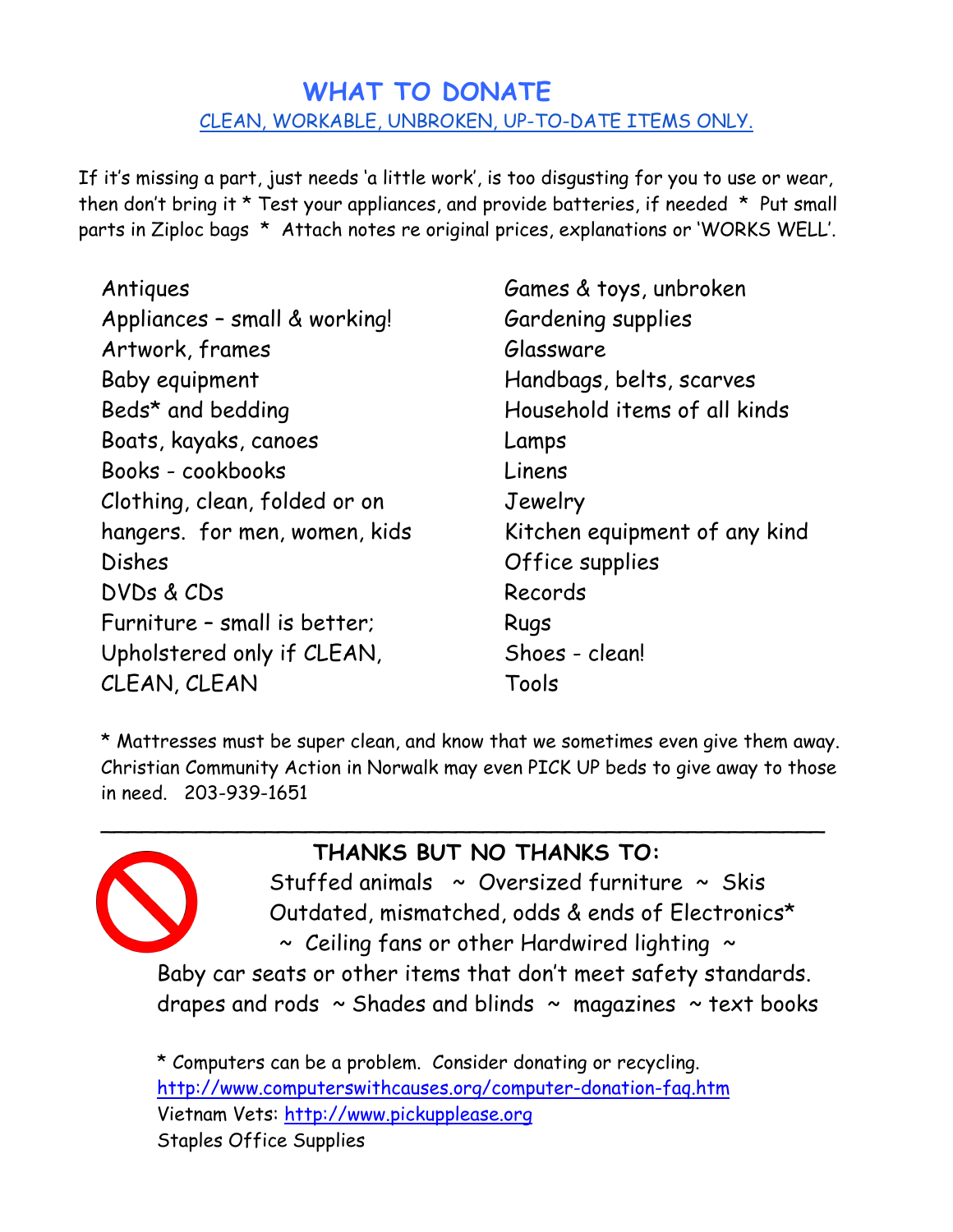# WHAT TO DONATE

CLEAN, WORKABLE, UNBROKEN, UP-TO-DATE ITEMS ONLY.

If it's missing a part, just needs 'a little work', is too disgusting for you to use or wear, then don't bring it * Test your appliances, and provide batteries, if needed * Put small parts in Ziploc bags * Attach notes re original prices, explanations or 'WORKS WELL'.

- Antiques
- Appliances – small & working!
- Artwork, frames
- Baby equipment
- Beds* and bedding
- Boats, kayaks, canoes
- Books - cookbooks
- Clothing, clean, folded or on hangers. for men, women, kids
- Dishes
- DVDs & CDs
- Furniture – small is better; Upholstered only if CLEAN, CLEAN, CLEAN
- Games & toys, unbroken
- Gardening supplies
- Glassware
- Handbags, belts, scarves
- Household items of all kinds
- Lamps
- Linens
- Jewelry
- Kitchen equipment of any kind
- Office supplies
- Records
- Rugs
- Shoes - clean!
- Tools

* Mattresses must be super clean, and know that we sometimes even give them away. Christian Community Action in Norwalk may even PICK UP beds to give away to those in need. 203-939-1651

---

## THANKS BUT NO THANKS TO:

Stuffed animals ~ Oversized furniture ~ Skis
Outdated, mismatched, odds & ends of Electronics*
~ Ceiling fans or other Hardwired lighting ~
Baby car seats or other items that don't meet safety standards.
drapes and rods ~ Shades and blinds ~ magazines ~ text books

* Computers can be a problem. Consider donating or recycling.
http://www.computerswithcauses.org/computer-donation-faq.htm
Vietnam Vets: http://www.pickupplease.org
Staples Office Supplies